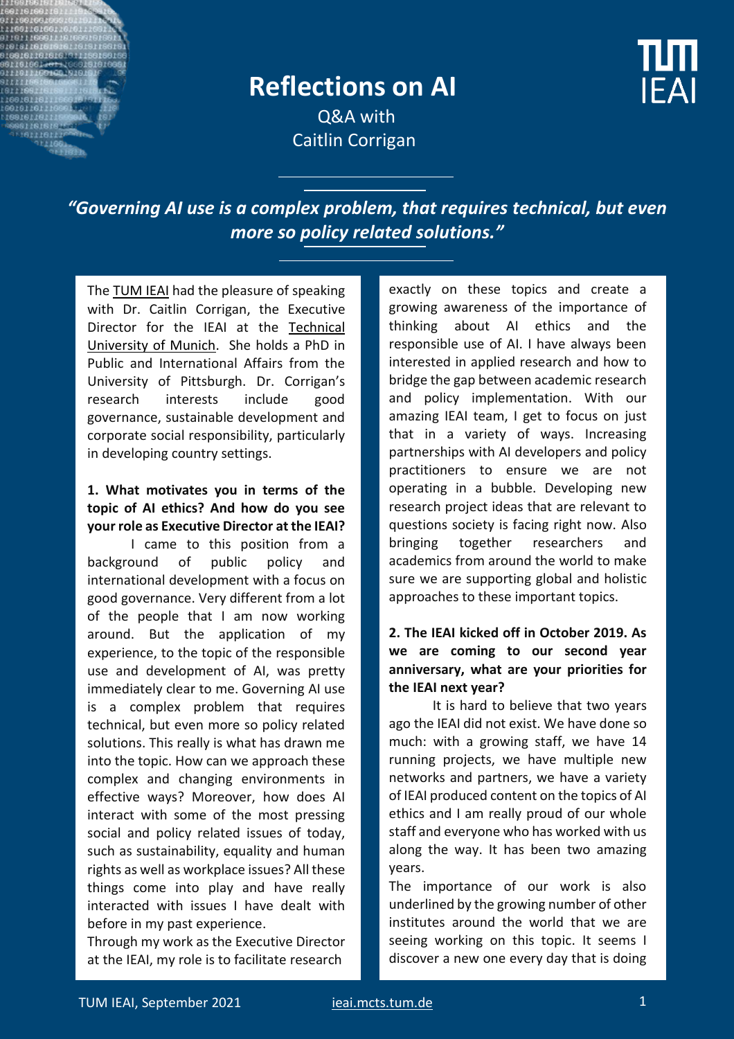# Reflections on AI

Q&A with
Caitlin Corrigan

*"Governing AI use is a complex problem, that requires technical, but even more so policy related solutions."*

The TUM IEAI had the pleasure of speaking with Dr. Caitlin Corrigan, the Executive Director for the IEAI at the Technical University of Munich. She holds a PhD in Public and International Affairs from the University of Pittsburgh. Dr. Corrigan's research interests include good governance, sustainable development and corporate social responsibility, particularly in developing country settings.

**1. What motivates you in terms of the topic of AI ethics? And how do you see your role as Executive Director at the IEAI?**

I came to this position from a background of public policy and international development with a focus on good governance. Very different from a lot of the people that I am now working around. But the application of my experience, to the topic of the responsible use and development of AI, was pretty immediately clear to me. Governing AI use is a complex problem that requires technical, but even more so policy related solutions. This really is what has drawn me into the topic. How can we approach these complex and changing environments in effective ways? Moreover, how does AI interact with some of the most pressing social and policy related issues of today, such as sustainability, equality and human rights as well as workplace issues? All these things come into play and have really interacted with issues I have dealt with before in my past experience.

Through my work as the Executive Director at the IEAI, my role is to facilitate research exactly on these topics and create a growing awareness of the importance of thinking about AI ethics and the responsible use of AI. I have always been interested in applied research and how to bridge the gap between academic research and policy implementation. With our amazing IEAI team, I get to focus on just that in a variety of ways. Increasing partnerships with AI developers and policy practitioners to ensure we are not operating in a bubble. Developing new research project ideas that are relevant to questions society is facing right now. Also bringing together researchers and academics from around the world to make sure we are supporting global and holistic approaches to these important topics.

**2. The IEAI kicked off in October 2019. As we are coming to our second year anniversary, what are your priorities for the IEAI next year?**

It is hard to believe that two years ago the IEAI did not exist. We have done so much: with a growing staff, we have 14 running projects, we have multiple new networks and partners, we have a variety of IEAI produced content on the topics of AI ethics and I am really proud of our whole staff and everyone who has worked with us along the way. It has been two amazing years.

The importance of our work is also underlined by the growing number of other institutes around the world that we are seeing working on this topic. It seems I discover a new one every day that is doing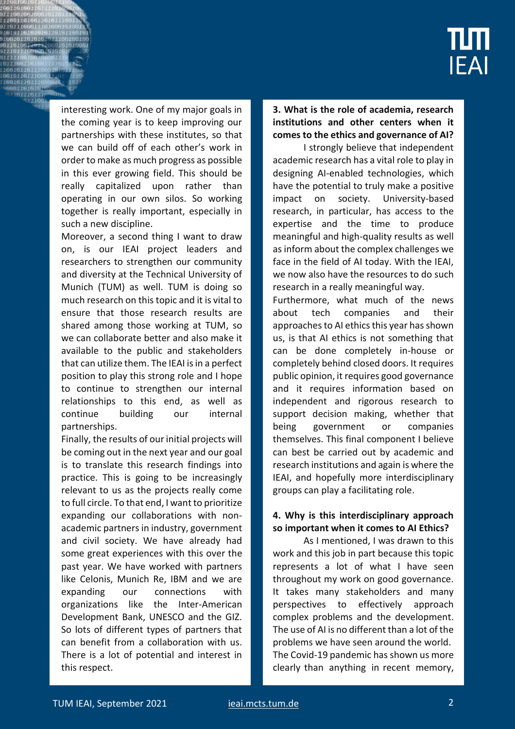interesting work. One of my major goals in the coming year is to keep improving our partnerships with these institutes, so that we can build off of each other's work in order to make as much progress as possible in this ever growing field. This should be really capitalized upon rather than operating in our own silos. So working together is really important, especially in such a new discipline.

Moreover, a second thing I want to draw on, is our IEAI project leaders and researchers to strengthen our community and diversity at the Technical University of Munich (TUM) as well. TUM is doing so much research on this topic and it is vital to ensure that those research results are shared among those working at TUM, so we can collaborate better and also make it available to the public and stakeholders that can utilize them. The IEAI is in a perfect position to play this strong role and I hope to continue to strengthen our internal relationships to this end, as well as continue building our internal partnerships.

Finally, the results of our initial projects will be coming out in the next year and our goal is to translate this research findings into practice. This is going to be increasingly relevant to us as the projects really come to full circle. To that end, I want to prioritize expanding our collaborations with non-academic partners in industry, government and civil society. We have already had some great experiences with this over the past year. We have worked with partners like Celonis, Munich Re, IBM and we are expanding our connections with organizations like the Inter-American Development Bank, UNESCO and the GIZ. So lots of different types of partners that can benefit from a collaboration with us. There is a lot of potential and interest in this respect.

**3. What is the role of academia, research institutions and other centers when it comes to the ethics and governance of AI?**

I strongly believe that independent academic research has a vital role to play in designing AI-enabled technologies, which have the potential to truly make a positive impact on society. University-based research, in particular, has access to the expertise and the time to produce meaningful and high-quality results as well as inform about the complex challenges we face in the field of AI today. With the IEAI, we now also have the resources to do such research in a really meaningful way.

Furthermore, what much of the news about tech companies and their approaches to AI ethics this year has shown us, is that AI ethics is not something that can be done completely in-house or completely behind closed doors. It requires public opinion, it requires good governance and it requires information based on independent and rigorous research to support decision making, whether that being government or companies themselves. This final component I believe can best be carried out by academic and research institutions and again is where the IEAI, and hopefully more interdisciplinary groups can play a facilitating role.

**4. Why is this interdisciplinary approach so important when it comes to AI Ethics?**

As I mentioned, I was drawn to this work and this job in part because this topic represents a lot of what I have seen throughout my work on good governance. It takes many stakeholders and many perspectives to effectively approach complex problems and the development. The use of AI is no different than a lot of the problems we have seen around the world. The Covid-19 pandemic has shown us more clearly than anything in recent memory,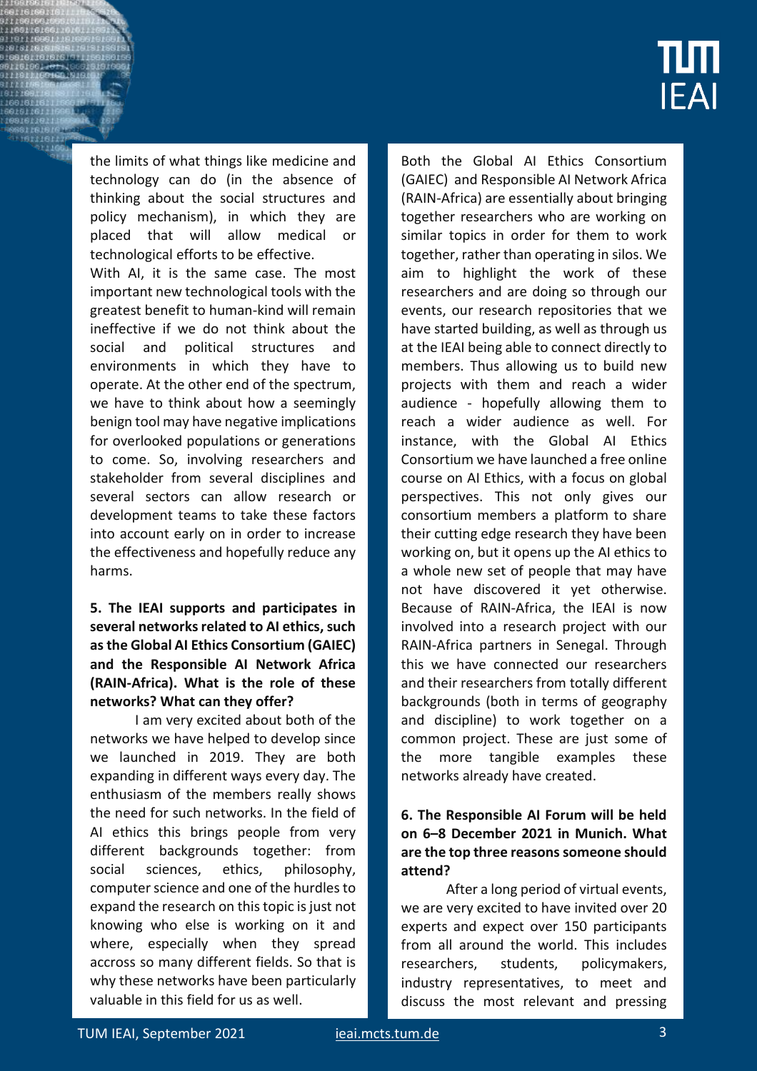the limits of what things like medicine and technology can do (in the absence of thinking about the social structures and policy mechanism), in which they are placed that will allow medical or technological efforts to be effective.

With AI, it is the same case. The most important new technological tools with the greatest benefit to human-kind will remain ineffective if we do not think about the social and political structures and environments in which they have to operate. At the other end of the spectrum, we have to think about how a seemingly benign tool may have negative implications for overlooked populations or generations to come. So, involving researchers and stakeholder from several disciplines and several sectors can allow research or development teams to take these factors into account early on in order to increase the effectiveness and hopefully reduce any harms.

**5. The IEAI supports and participates in several networks related to AI ethics, such as the Global AI Ethics Consortium (GAIEC) and the Responsible AI Network Africa (RAIN-Africa). What is the role of these networks? What can they offer?**

I am very excited about both of the networks we have helped to develop since we launched in 2019. They are both expanding in different ways every day. The enthusiasm of the members really shows the need for such networks. In the field of AI ethics this brings people from very different backgrounds together: from social sciences, ethics, philosophy, computer science and one of the hurdles to expand the research on this topic is just not knowing who else is working on it and where, especially when they spread accross so many different fields. So that is why these networks have been particularly valuable in this field for us as well.

Both the Global AI Ethics Consortium (GAIEC) and Responsible AI Network Africa (RAIN-Africa) are essentially about bringing together researchers who are working on similar topics in order for them to work together, rather than operating in silos. We aim to highlight the work of these researchers and are doing so through our events, our research repositories that we have started building, as well as through us at the IEAI being able to connect directly to members. Thus allowing us to build new projects with them and reach a wider audience - hopefully allowing them to reach a wider audience as well. For instance, with the Global AI Ethics Consortium we have launched a free online course on AI Ethics, with a focus on global perspectives. This not only gives our consortium members a platform to share their cutting edge research they have been working on, but it opens up the AI ethics to a whole new set of people that may have not have discovered it yet otherwise. Because of RAIN-Africa, the IEAI is now involved into a research project with our RAIN-Africa partners in Senegal. Through this we have connected our researchers and their researchers from totally different backgrounds (both in terms of geography and discipline) to work together on a common project. These are just some of the more tangible examples these networks already have created.

**6. The Responsible AI Forum will be held on 6–8 December 2021 in Munich. What are the top three reasons someone should attend?**

After a long period of virtual events, we are very excited to have invited over 20 experts and expect over 150 participants from all around the world. This includes researchers, students, policymakers, industry representatives, to meet and discuss the most relevant and pressing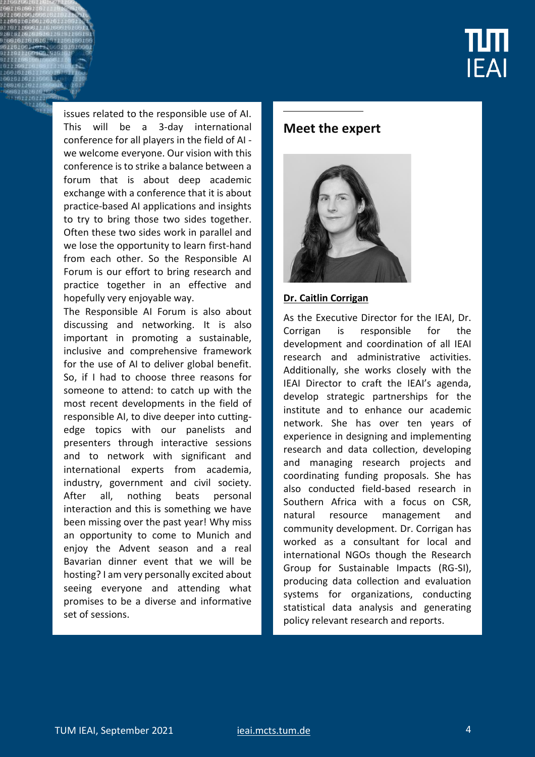issues related to the responsible use of AI. This will be a 3-day international conference for all players in the field of AI - we welcome everyone. Our vision with this conference is to strike a balance between a forum that is about deep academic exchange with a conference that it is about practice-based AI applications and insights to try to bring those two sides together. Often these two sides work in parallel and we lose the opportunity to learn first-hand from each other. So the Responsible AI Forum is our effort to bring research and practice together in an effective and hopefully very enjoyable way.

The Responsible AI Forum is also about discussing and networking. It is also important in promoting a sustainable, inclusive and comprehensive framework for the use of AI to deliver global benefit. So, if I had to choose three reasons for someone to attend: to catch up with the most recent developments in the field of responsible AI, to dive deeper into cutting-edge topics with our panelists and presenters through interactive sessions and to network with significant and international experts from academia, industry, government and civil society. After all, nothing beats personal interaction and this is something we have been missing over the past year! Why miss an opportunity to come to Munich and enjoy the Advent season and a real Bavarian dinner event that we will be hosting? I am very personally excited about seeing everyone and attending what promises to be a diverse and informative set of sessions.

## Meet the expert

**Dr. Caitlin Corrigan**

As the Executive Director for the IEAI, Dr. Corrigan is responsible for the development and coordination of all IEAI research and administrative activities. Additionally, she works closely with the IEAI Director to craft the IEAI's agenda, develop strategic partnerships for the institute and to enhance our academic network. She has over ten years of experience in designing and implementing research and data collection, developing and managing research projects and coordinating funding proposals. She has also conducted field-based research in Southern Africa with a focus on CSR, natural resource management and community development. Dr. Corrigan has worked as a consultant for local and international NGOs though the Research Group for Sustainable Impacts (RG-SI), producing data collection and evaluation systems for organizations, conducting statistical data analysis and generating policy relevant research and reports.